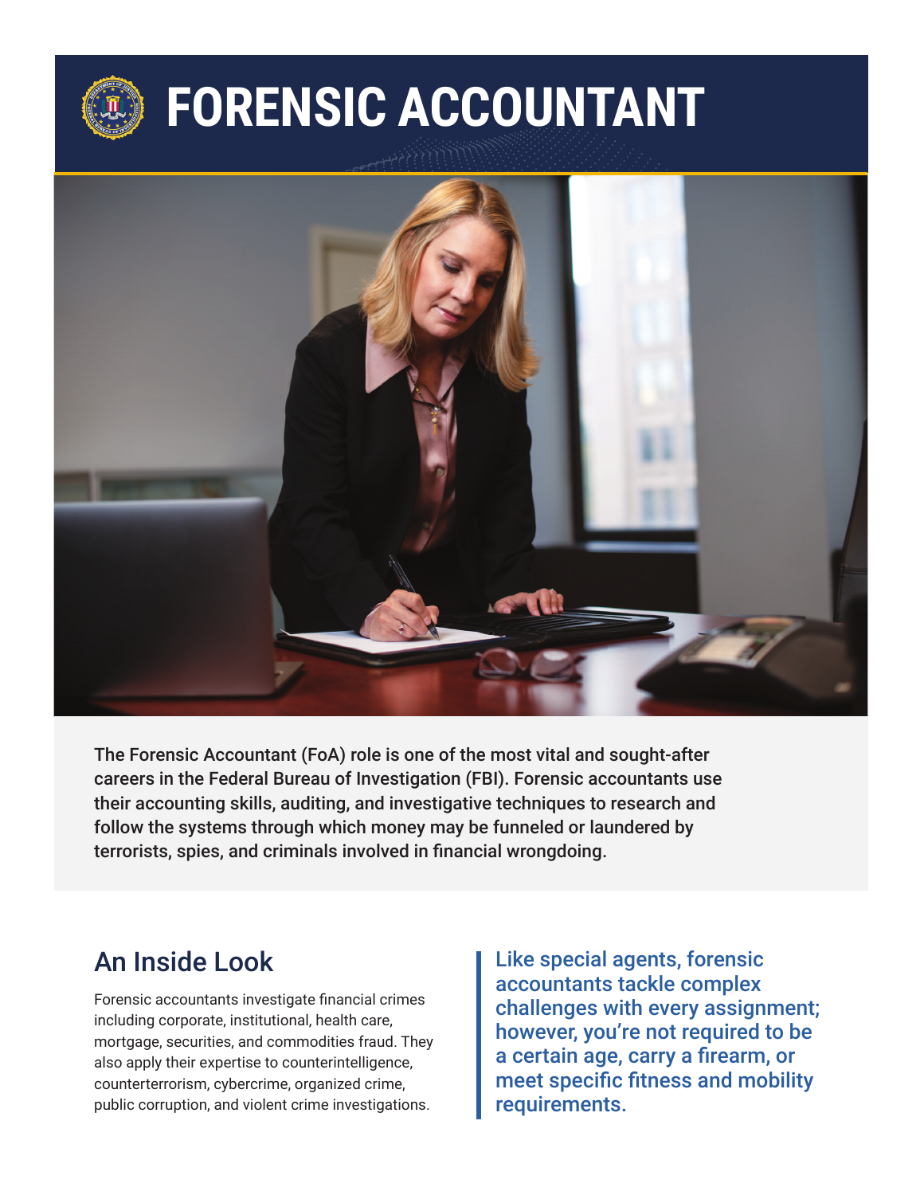# FORENSIC ACCOUNTANT

The Forensic Accountant (FoA) role is one of the most vital and sought-after careers in the Federal Bureau of Investigation (FBI). Forensic accountants use their accounting skills, auditing, and investigative techniques to research and follow the systems through which money may be funneled or laundered by terrorists, spies, and criminals involved in financial wrongdoing.

## An Inside Look

Forensic accountants investigate financial crimes including corporate, institutional, health care, mortgage, securities, and commodities fraud. They also apply their expertise to counterintelligence, counterterrorism, cybercrime, organized crime, public corruption, and violent crime investigations.

> Like special agents, forensic accountants tackle complex challenges with every assignment; however, you're not required to be a certain age, carry a firearm, or meet specific fitness and mobility requirements.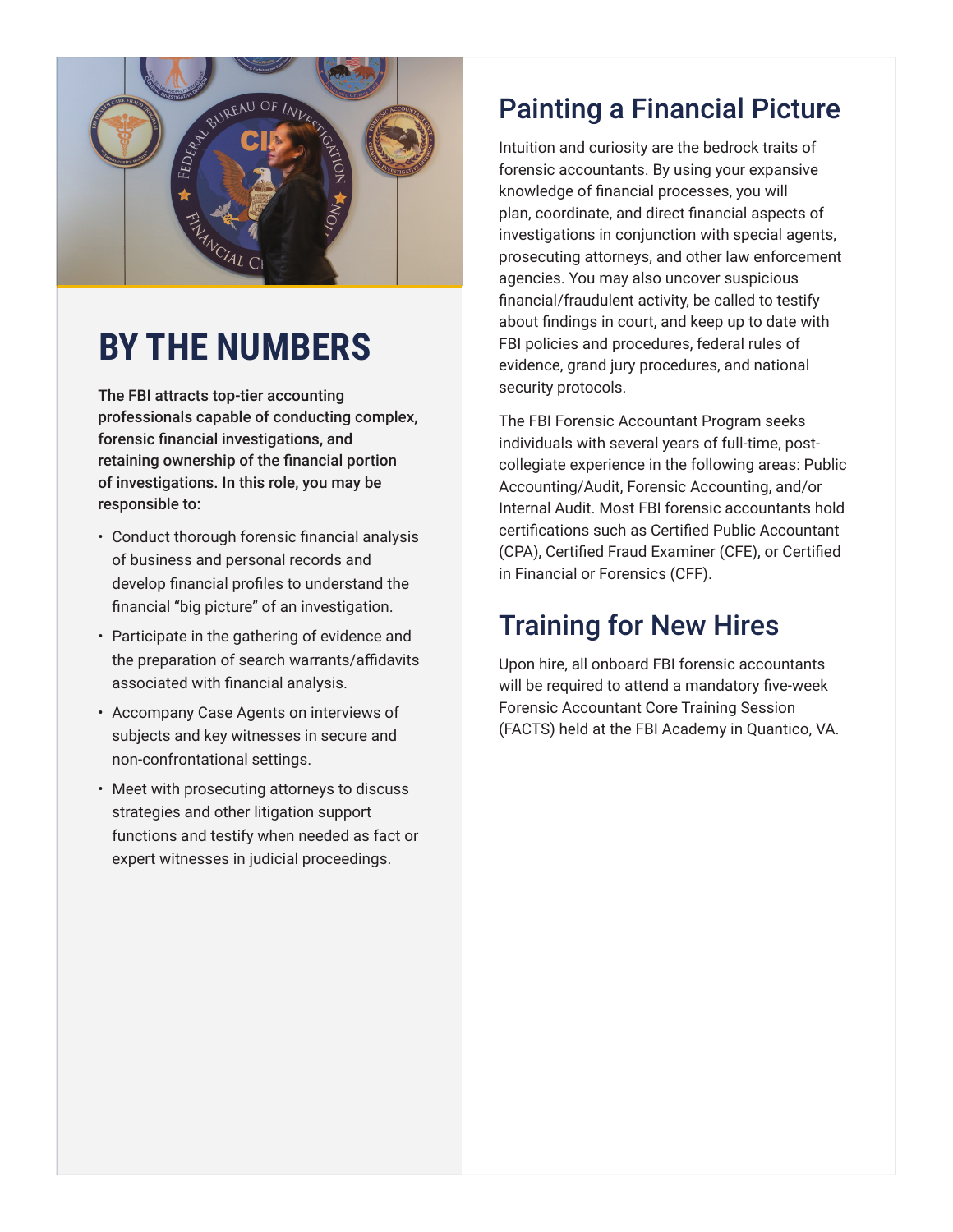## BY THE NUMBERS

**The FBI attracts top-tier accounting professionals capable of conducting complex, forensic financial investigations, and retaining ownership of the financial portion of investigations. In this role, you may be responsible to:**

- Conduct thorough forensic financial analysis of business and personal records and develop financial profiles to understand the financial "big picture" of an investigation.
- Participate in the gathering of evidence and the preparation of search warrants/affidavits associated with financial analysis.
- Accompany Case Agents on interviews of subjects and key witnesses in secure and non-confrontational settings.
- Meet with prosecuting attorneys to discuss strategies and other litigation support functions and testify when needed as fact or expert witnesses in judicial proceedings.

## Painting a Financial Picture

Intuition and curiosity are the bedrock traits of forensic accountants. By using your expansive knowledge of financial processes, you will plan, coordinate, and direct financial aspects of investigations in conjunction with special agents, prosecuting attorneys, and other law enforcement agencies. You may also uncover suspicious financial/fraudulent activity, be called to testify about findings in court, and keep up to date with FBI policies and procedures, federal rules of evidence, grand jury procedures, and national security protocols.

The FBI Forensic Accountant Program seeks individuals with several years of full-time, post-collegiate experience in the following areas: Public Accounting/Audit, Forensic Accounting, and/or Internal Audit. Most FBI forensic accountants hold certifications such as Certified Public Accountant (CPA), Certified Fraud Examiner (CFE), or Certified in Financial or Forensics (CFF).

## Training for New Hires

Upon hire, all onboard FBI forensic accountants will be required to attend a mandatory five-week Forensic Accountant Core Training Session (FACTS) held at the FBI Academy in Quantico, VA.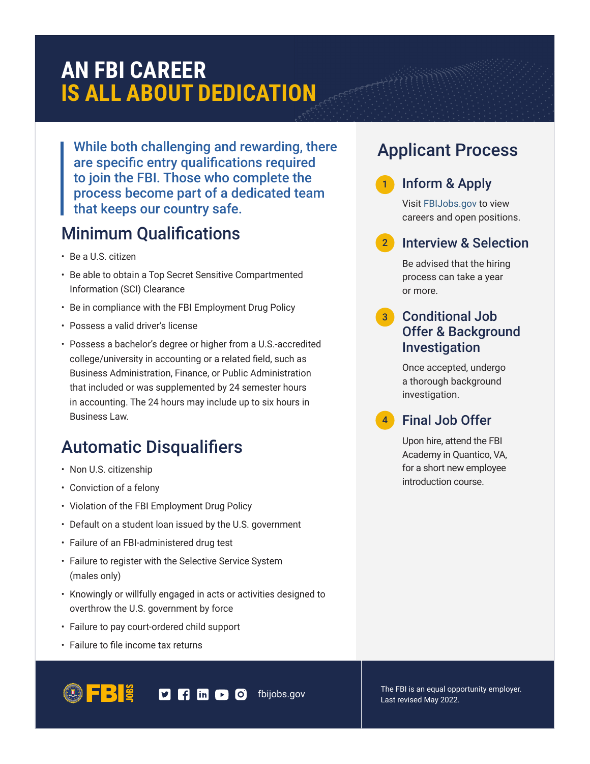# AN FBI CAREER IS ALL ABOUT DEDICATION

While both challenging and rewarding, there are specific entry qualifications required to join the FBI. Those who complete the process become part of a dedicated team that keeps our country safe.

## Minimum Qualifications

- Be a U.S. citizen
- Be able to obtain a Top Secret Sensitive Compartmented Information (SCI) Clearance
- Be in compliance with the FBI Employment Drug Policy
- Possess a valid driver's license
- Possess a bachelor's degree or higher from a U.S.-accredited college/university in accounting or a related field, such as Business Administration, Finance, or Public Administration that included or was supplemented by 24 semester hours in accounting. The 24 hours may include up to six hours in Business Law.

## Automatic Disqualifiers

- Non U.S. citizenship
- Conviction of a felony
- Violation of the FBI Employment Drug Policy
- Default on a student loan issued by the U.S. government
- Failure of an FBI-administered drug test
- Failure to register with the Selective Service System (males only)
- Knowingly or willfully engaged in acts or activities designed to overthrow the U.S. government by force
- Failure to pay court-ordered child support
- Failure to file income tax returns

## Applicant Process

### 1 Inform & Apply

Visit FBIJobs.gov to view careers and open positions.

### 2 Interview & Selection

Be advised that the hiring process can take a year or more.

### 3 Conditional Job Offer & Background Investigation

Once accepted, undergo a thorough background investigation.

### 4 Final Job Offer

Upon hire, attend the FBI Academy in Quantico, VA, for a short new employee introduction course.

FBI JOBS fbijobs.gov

The FBI is an equal opportunity employer.
Last revised May 2022.